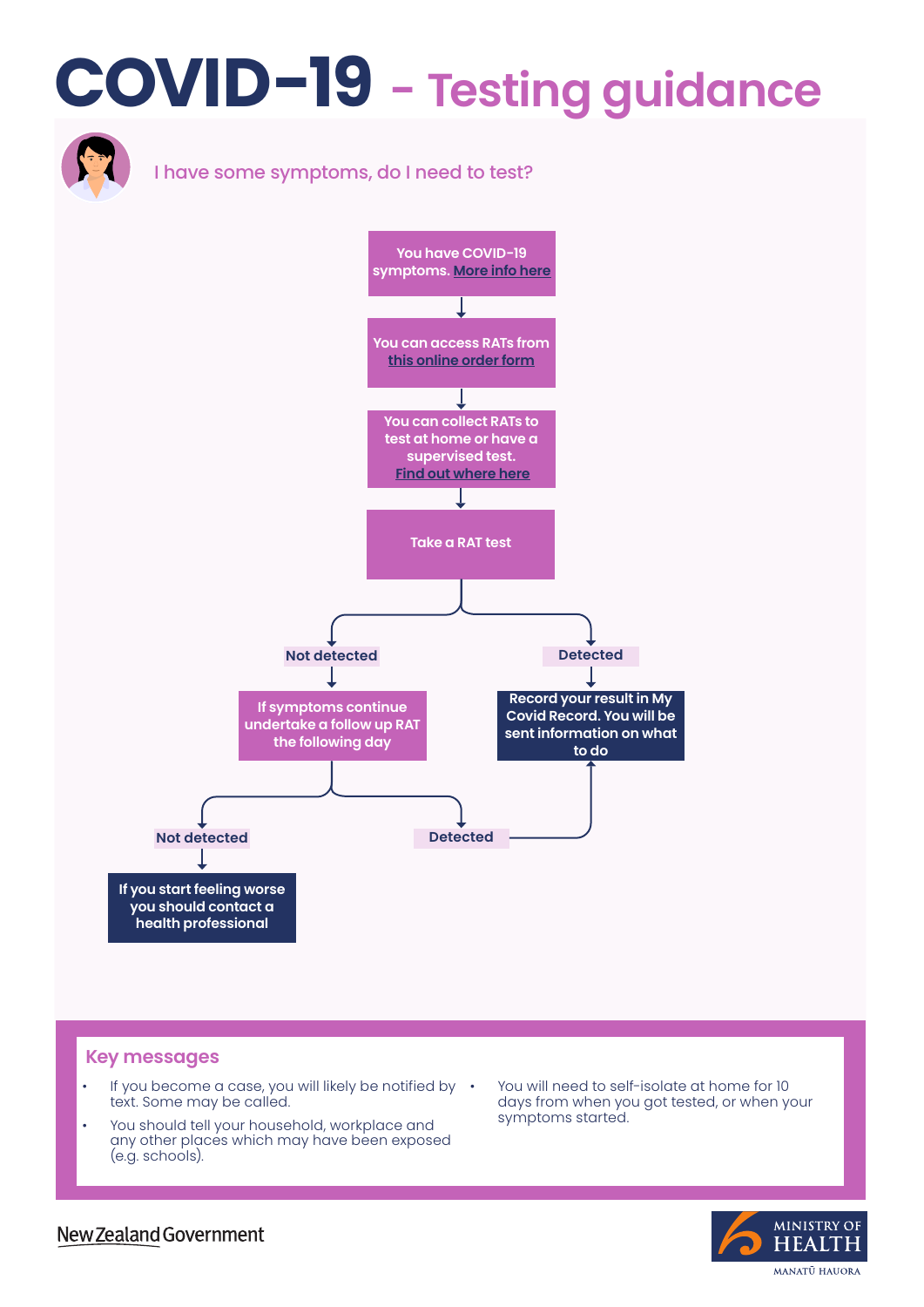# COVID-19 - Testing guidance

## I have some symptoms, do I need to test?

You have COVID-19 symptoms. More info here

↓

You can access RATs from this online order form

↓

You can collect RATs to test at home or have a supervised test. Find out where here

↓

Take a RAT test

- **Not detected**
  - If symptoms continue undertake a follow up RAT the following day
    - **Not detected**
      - If you start feeling worse you should contact a health professional
    - **Detected**
      - Record your result in My Covid Record. You will be sent information on what to do
- **Detected**
  - Record your result in My Covid Record. You will be sent information on what to do

## Key messages

- If you become a case, you will likely be notified by text. Some may be called.
- You should tell your household, workplace and any other places which may have been exposed (e.g. schools).
- You will need to self-isolate at home for 10 days from when you got tested, or when your symptoms started.

New Zealand Government

MINISTRY OF HEALTH
MANATŪ HAUORA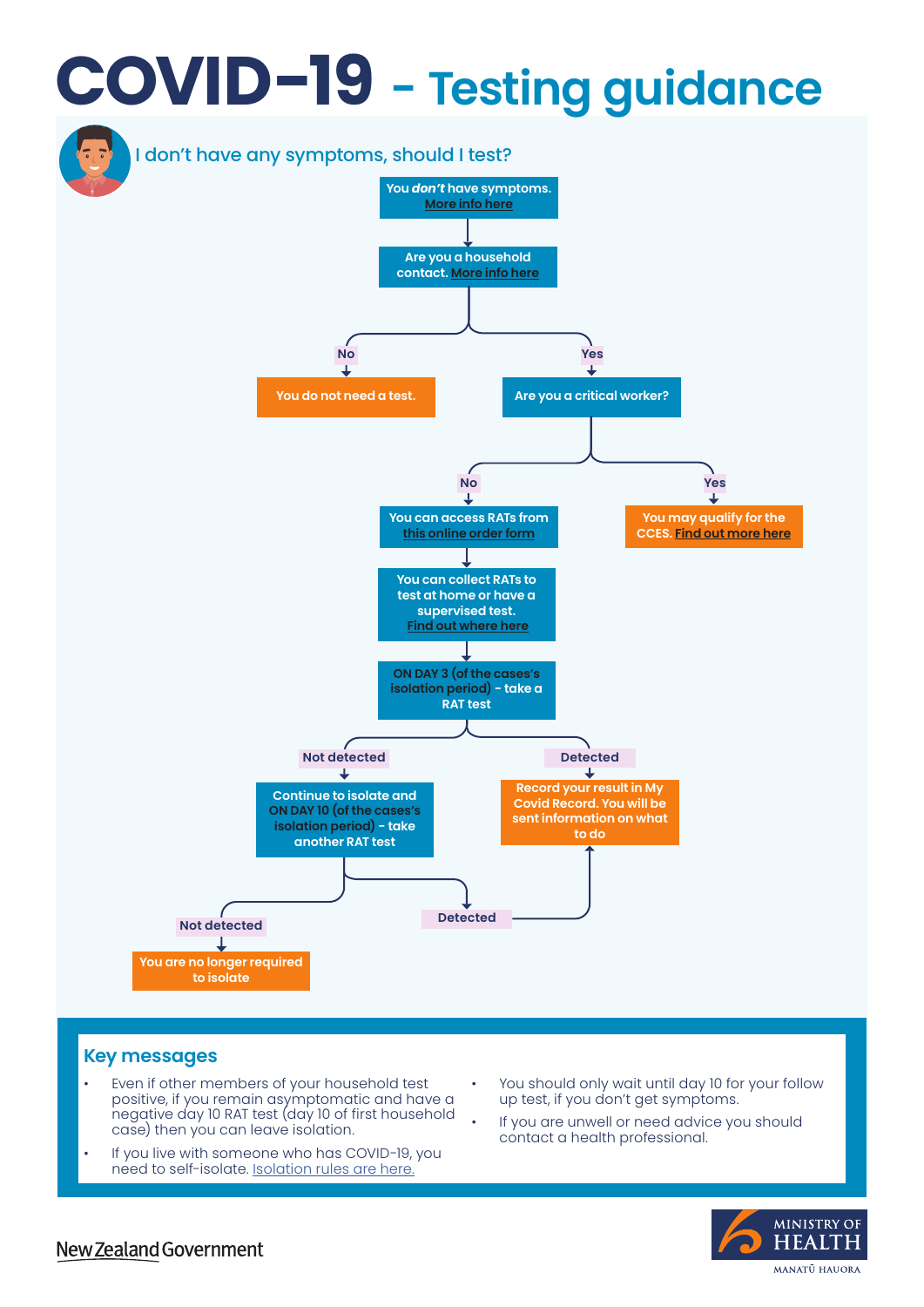# COVID-19 - Testing guidance

## I don't have any symptoms, should I test?

You ***don't*** have symptoms. More info here

Are you a household contact. More info here

**No**

You do not need a test.

**Yes**

Are you a critical worker?

**No**

You can access RATs from this online order form

You can collect RATs to test at home or have a supervised test. Find out where here

ON DAY 3 (of the cases's isolation period) - take a RAT test

**Not detected**

Continue to isolate and ON DAY 10 (of the case's isolation period) - take another RAT test

**Not detected**

You are no longer required to isolate

**Detected**

Record your result in My Covid Record. You will be sent information on what to do

**Yes**

You may qualify for the CCES. Find out more here

## Key messages

- Even if other members of your household test positive, if you remain asymptomatic and have a negative day 10 RAT test (day 10 of first household case) then you can leave isolation.
- If you live with someone who has COVID-19, you need to self-isolate. Isolation rules are here.
- You should only wait until day 10 for your follow up test, if you don't get symptoms.
- If you are unwell or need advice you should contact a health professional.

New Zealand Government

MINISTRY OF HEALTH
MANATŪ HAUORA